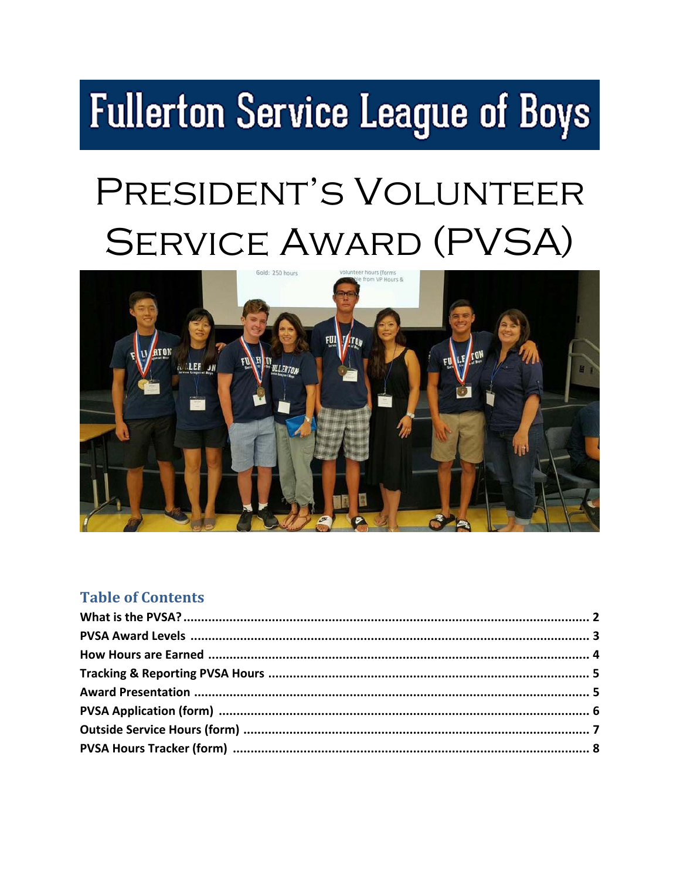# Fullerton Service League of Boys

# President's Volunteer Service Award (PVSA)

## Table of Contents

**What is the PVSA?** ........................................................ 2
**PVSA Award Levels** ........................................................ 3
**How Hours are Earned** ........................................................ 4
**Tracking & Reporting PVSA Hours** ........................................................ 5
**Award Presentation** ........................................................ 5
**PVSA Application (form)** ........................................................ 6
**Outside Service Hours (form)** ........................................................ 7
**PVSA Hours Tracker (form)** ........................................................ 8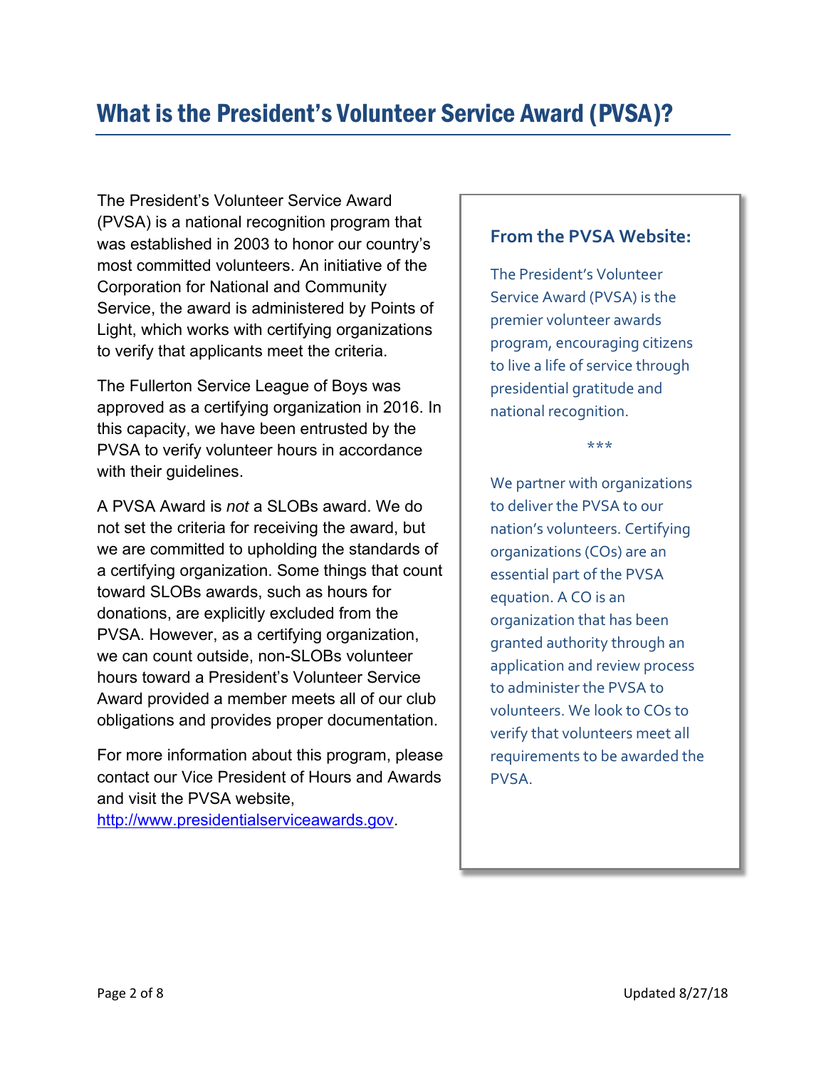# What is the President's Volunteer Service Award (PVSA)?

The President's Volunteer Service Award (PVSA) is a national recognition program that was established in 2003 to honor our country's most committed volunteers. An initiative of the Corporation for National and Community Service, the award is administered by Points of Light, which works with certifying organizations to verify that applicants meet the criteria.

The Fullerton Service League of Boys was approved as a certifying organization in 2016. In this capacity, we have been entrusted by the PVSA to verify volunteer hours in accordance with their guidelines.

A PVSA Award is *not* a SLOBs award. We do not set the criteria for receiving the award, but we are committed to upholding the standards of a certifying organization. Some things that count toward SLOBs awards, such as hours for donations, are explicitly excluded from the PVSA. However, as a certifying organization, we can count outside, non-SLOBs volunteer hours toward a President's Volunteer Service Award provided a member meets all of our club obligations and provides proper documentation.

For more information about this program, please contact our Vice President of Hours and Awards and visit the PVSA website, http://www.presidentialserviceawards.gov.

### From the PVSA Website:

The President's Volunteer Service Award (PVSA) is the premier volunteer awards program, encouraging citizens to live a life of service through presidential gratitude and national recognition.

***

We partner with organizations to deliver the PVSA to our nation's volunteers. Certifying organizations (COs) are an essential part of the PVSA equation. A CO is an organization that has been granted authority through an application and review process to administer the PVSA to volunteers. We look to COs to verify that volunteers meet all requirements to be awarded the PVSA.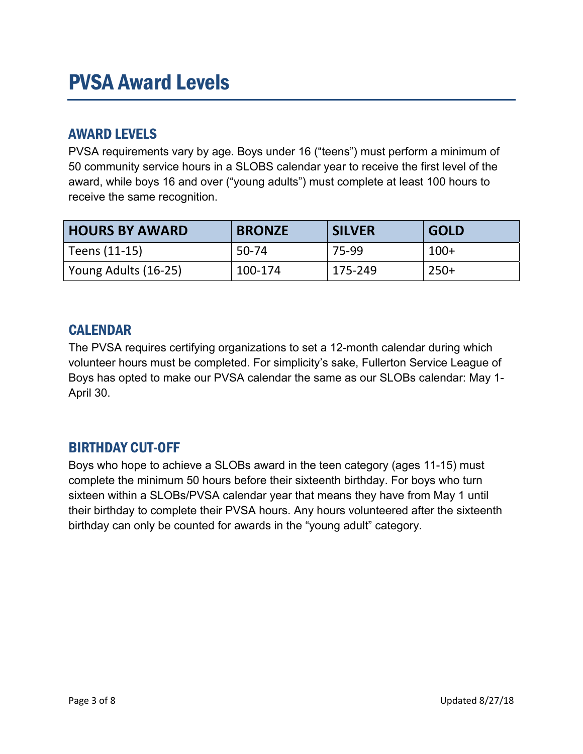# PVSA Award Levels

## AWARD LEVELS

PVSA requirements vary by age. Boys under 16 ("teens") must perform a minimum of 50 community service hours in a SLOBS calendar year to receive the first level of the award, while boys 16 and over ("young adults") must complete at least 100 hours to receive the same recognition.

| HOURS BY AWARD | BRONZE | SILVER | GOLD |
|---|---|---|---|
| Teens (11-15) | 50-74 | 75-99 | 100+ |
| Young Adults (16-25) | 100-174 | 175-249 | 250+ |

## CALENDAR

The PVSA requires certifying organizations to set a 12-month calendar during which volunteer hours must be completed. For simplicity's sake, Fullerton Service League of Boys has opted to make our PVSA calendar the same as our SLOBs calendar: May 1-April 30.

## BIRTHDAY CUT-OFF

Boys who hope to achieve a SLOBs award in the teen category (ages 11-15) must complete the minimum 50 hours before their sixteenth birthday. For boys who turn sixteen within a SLOBs/PVSA calendar year that means they have from May 1 until their birthday to complete their PVSA hours. Any hours volunteered after the sixteenth birthday can only be counted for awards in the "young adult" category.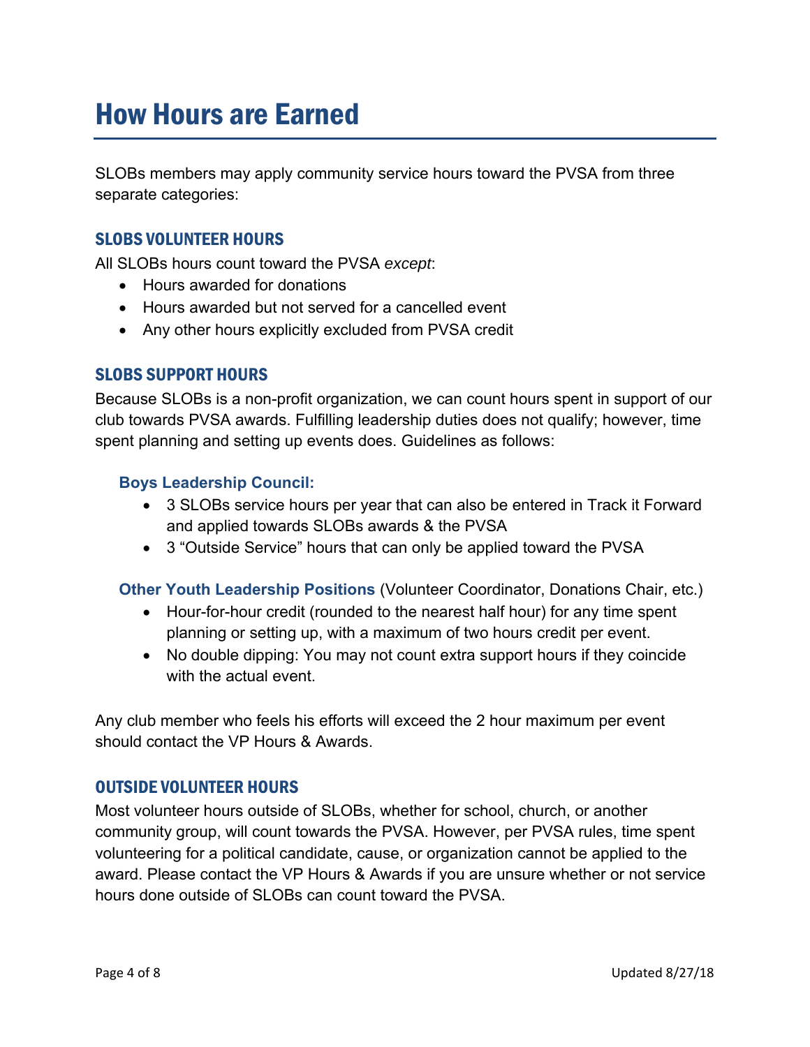# How Hours are Earned

SLOBs members may apply community service hours toward the PVSA from three separate categories:

## SLOBS VOLUNTEER HOURS

All SLOBs hours count toward the PVSA *except*:

- Hours awarded for donations
- Hours awarded but not served for a cancelled event
- Any other hours explicitly excluded from PVSA credit

## SLOBS SUPPORT HOURS

Because SLOBs is a non-profit organization, we can count hours spent in support of our club towards PVSA awards. Fulfilling leadership duties does not qualify; however, time spent planning and setting up events does. Guidelines as follows:

### Boys Leadership Council:

- 3 SLOBs service hours per year that can also be entered in Track it Forward and applied towards SLOBs awards & the PVSA
- 3 "Outside Service" hours that can only be applied toward the PVSA

### Other Youth Leadership Positions (Volunteer Coordinator, Donations Chair, etc.)

- Hour-for-hour credit (rounded to the nearest half hour) for any time spent planning or setting up, with a maximum of two hours credit per event.
- No double dipping: You may not count extra support hours if they coincide with the actual event.

Any club member who feels his efforts will exceed the 2 hour maximum per event should contact the VP Hours & Awards.

## OUTSIDE VOLUNTEER HOURS

Most volunteer hours outside of SLOBs, whether for school, church, or another community group, will count towards the PVSA. However, per PVSA rules, time spent volunteering for a political candidate, cause, or organization cannot be applied to the award. Please contact the VP Hours & Awards if you are unsure whether or not service hours done outside of SLOBs can count toward the PVSA.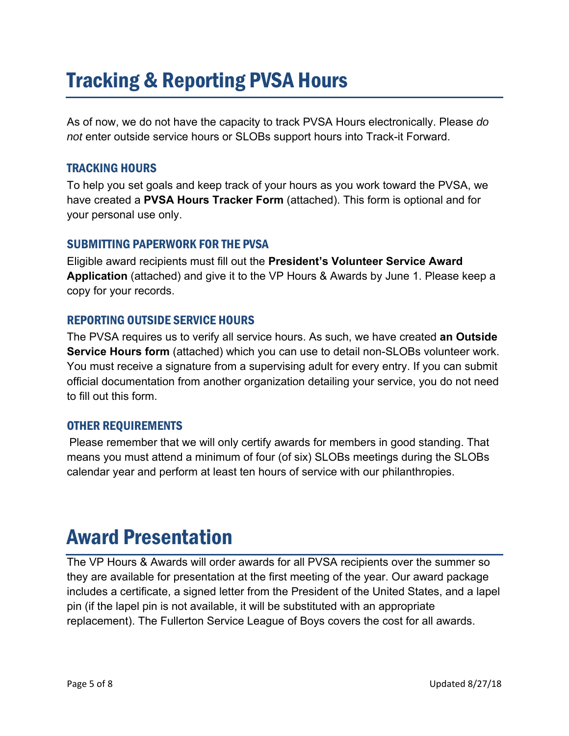# Tracking & Reporting PVSA Hours

As of now, we do not have the capacity to track PVSA Hours electronically. Please *do not* enter outside service hours or SLOBs support hours into Track-it Forward.

## TRACKING HOURS

To help you set goals and keep track of your hours as you work toward the PVSA, we have created a **PVSA Hours Tracker Form** (attached). This form is optional and for your personal use only.

## SUBMITTING PAPERWORK FOR THE PVSA

Eligible award recipients must fill out the **President's Volunteer Service Award Application** (attached) and give it to the VP Hours & Awards by June 1. Please keep a copy for your records.

## REPORTING OUTSIDE SERVICE HOURS

The PVSA requires us to verify all service hours. As such, we have created **an Outside Service Hours form** (attached) which you can use to detail non-SLOBs volunteer work. You must receive a signature from a supervising adult for every entry. If you can submit official documentation from another organization detailing your service, you do not need to fill out this form.

## OTHER REQUIREMENTS

Please remember that we will only certify awards for members in good standing. That means you must attend a minimum of four (of six) SLOBs meetings during the SLOBs calendar year and perform at least ten hours of service with our philanthropies.

# Award Presentation

The VP Hours & Awards will order awards for all PVSA recipients over the summer so they are available for presentation at the first meeting of the year. Our award package includes a certificate, a signed letter from the President of the United States, and a lapel pin (if the lapel pin is not available, it will be substituted with an appropriate replacement). The Fullerton Service League of Boys covers the cost for all awards.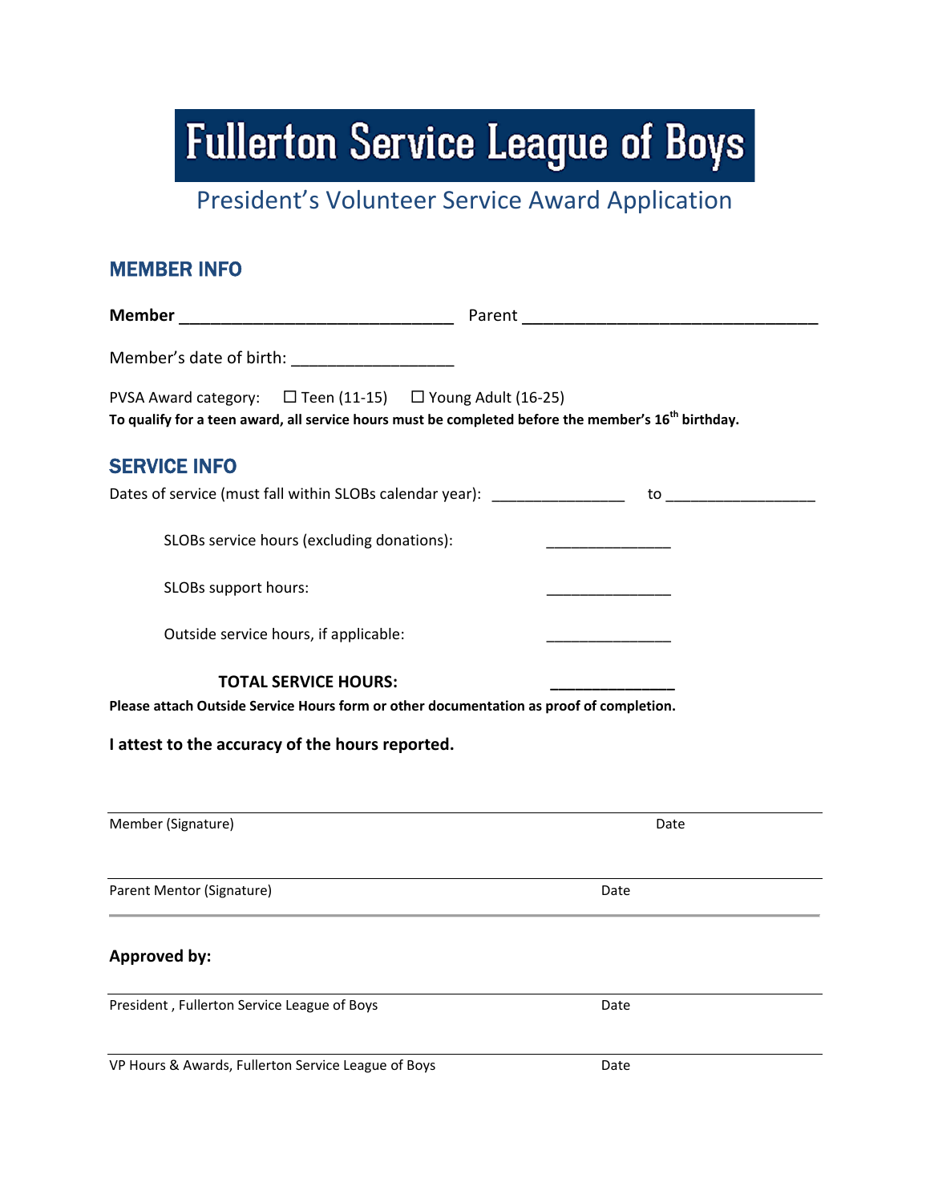# Fullerton Service League of Boys

## President's Volunteer Service Award Application

### MEMBER INFO

**Member** ______________________________ Parent ______________________________

Member's date of birth: __________________

PVSA Award category: ☐ Teen (11-15) ☐ Young Adult (16-25)

**To qualify for a teen award, all service hours must be completed before the member's 16th birthday.**

### SERVICE INFO

Dates of service (must fall within SLOBs calendar year): _______________ to _________________

SLOBs service hours (excluding donations): _______________

SLOBs support hours: _______________

Outside service hours, if applicable: _______________

**TOTAL SERVICE HOURS:** _______________

**Please attach Outside Service Hours form or other documentation as proof of completion.**

**I attest to the accuracy of the hours reported.**

_______________________________________________

Member (Signature) Date

_______________________________________________

Parent Mentor (Signature) Date

**Approved by:**

_______________________________________________

President , Fullerton Service League of Boys Date

_______________________________________________

VP Hours & Awards, Fullerton Service League of Boys Date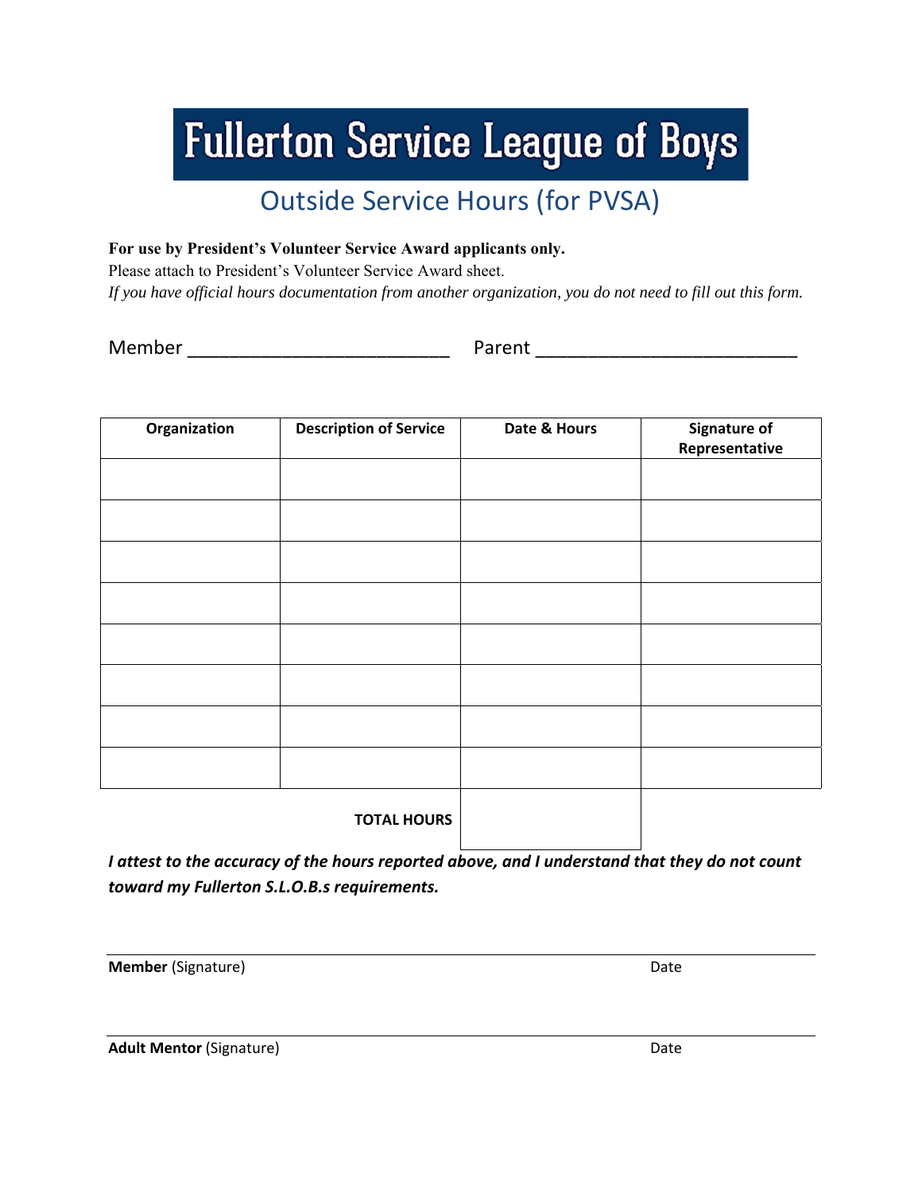# Fullerton Service League of Boys

## Outside Service Hours (for PVSA)

**For use by President's Volunteer Service Award applicants only.**
Please attach to President's Volunteer Service Award sheet.
*If you have official hours documentation from another organization, you do not need to fill out this form.*

Member _________________________ Parent _________________________

| Organization | Description of Service | Date & Hours | Signature of Representative |
|---|---|---|---|
| | | | |
| | | | |
| | | | |
| | | | |
| | | | |
| | | | |
| | | | |
| | | | |
| | **TOTAL HOURS** | | |

***I attest to the accuracy of the hours reported above, and I understand that they do not count toward my Fullerton S.L.O.B.s requirements.***

_______________________________________________________________

**Member** (Signature) Date

_______________________________________________________________

**Adult Mentor** (Signature) Date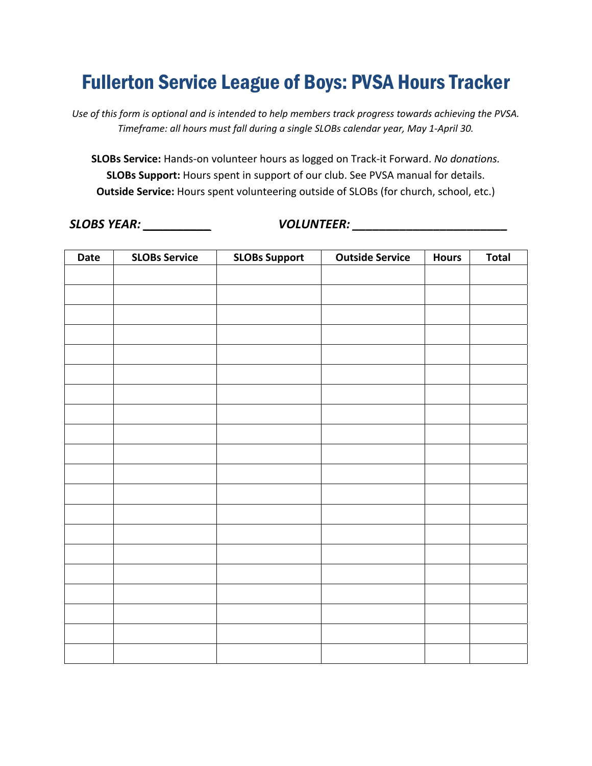# Fullerton Service League of Boys: PVSA Hours Tracker

*Use of this form is optional and is intended to help members track progress towards achieving the PVSA. Timeframe: all hours must fall during a single SLOBs calendar year, May 1-April 30.*

**SLOBs Service:** Hands-on volunteer hours as logged on Track-it Forward. *No donations.*
**SLOBs Support:** Hours spent in support of our club. See PVSA manual for details.
**Outside Service:** Hours spent volunteering outside of SLOBs (for church, school, etc.)

***SLOBS YEAR:*** __________ ***VOLUNTEER:*** ________________________

| Date | SLOBs Service | SLOBs Support | Outside Service | Hours | Total |
|---|---|---|---|---|---|
| | | | | | |
| | | | | | |
| | | | | | |
| | | | | | |
| | | | | | |
| | | | | | |
| | | | | | |
| | | | | | |
| | | | | | |
| | | | | | |
| | | | | | |
| | | | | | |
| | | | | | |
| | | | | | |
| | | | | | |
| | | | | | |
| | | | | | |
| | | | | | |
| | | | | | |
| | | | | | |